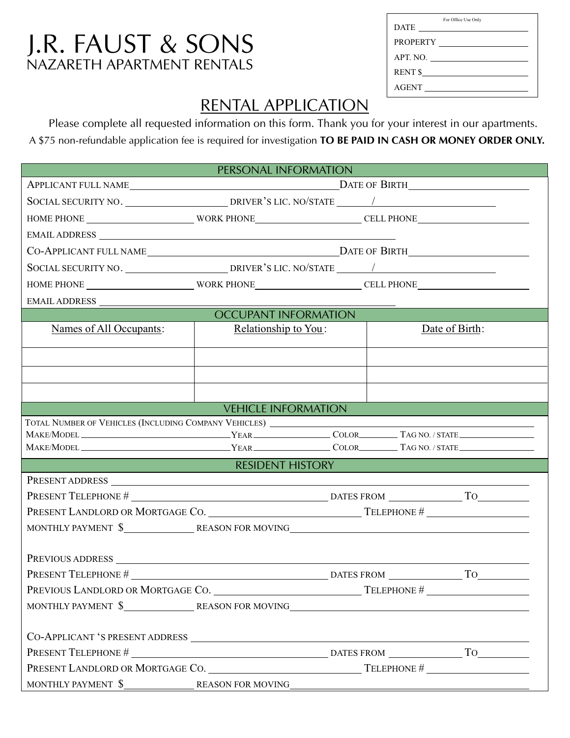# J.R. FAUST & SONS
NAZARETH APARTMENT RENTALS

For Office Use Only

DATE ____________________

PROPERTY ____________________

APT. NO. ____________________

RENT $____________________

AGENT ____________________

## RENTAL APPLICATION

Please complete all requested information on this form. Thank you for your interest in our apartments.

A $75 non-refundable application fee is required for investigation **TO BE PAID IN CASH OR MONEY ORDER ONLY.**

### PERSONAL INFORMATION

APPLICANT FULL NAME ______________________________ DATE OF BIRTH ____________________

SOCIAL SECURITY NO. ____________________ DRIVER'S LIC. NO/STATE ________/____________________

HOME PHONE ____________________ WORK PHONE ____________________ CELL PHONE ____________________

EMAIL ADDRESS ________________________________________

CO-APPLICANT FULL NAME ______________________________ DATE OF BIRTH ____________________

SOCIAL SECURITY NO. ____________________ DRIVER'S LIC. NO/STATE ________/____________________

HOME PHONE ____________________ WORK PHONE ____________________ CELL PHONE ____________________

EMAIL ADDRESS ________________________________________

### OCCUPANT INFORMATION

| Names of All Occupants: | Relationship to You: | Date of Birth: |
|---|---|---|
| | | |
| | | |
| | | |

### VEHICLE INFORMATION

TOTAL NUMBER OF VEHICLES (INCLUDING COMPANY VEHICLES) ______________________________

MAKE/MODEL ____________________ YEAR __________ COLOR __________ TAG NO. / STATE __________

MAKE/MODEL ____________________ YEAR __________ COLOR __________ TAG NO. / STATE __________

### RESIDENT HISTORY

PRESENT ADDRESS ________________________________________

PRESENT TELEPHONE # ______________________________ DATES FROM __________ TO __________

PRESENT LANDLORD OR MORTGAGE CO. ____________________ TELEPHONE # ____________________

MONTHLY PAYMENT $__________ REASON FOR MOVING ______________________________

PREVIOUS ADDRESS ________________________________________

PRESENT TELEPHONE # ______________________________ DATES FROM __________ TO __________

PREVIOUS LANDLORD OR MORTGAGE CO. ____________________ TELEPHONE # ____________________

MONTHLY PAYMENT $__________ REASON FOR MOVING ______________________________

CO-APPLICANT 'S PRESENT ADDRESS ________________________________________

PRESENT TELEPHONE # ______________________________ DATES FROM __________ TO __________

PRESENT LANDLORD OR MORTGAGE CO. ____________________ TELEPHONE # ____________________

MONTHLY PAYMENT $__________ REASON FOR MOVING ______________________________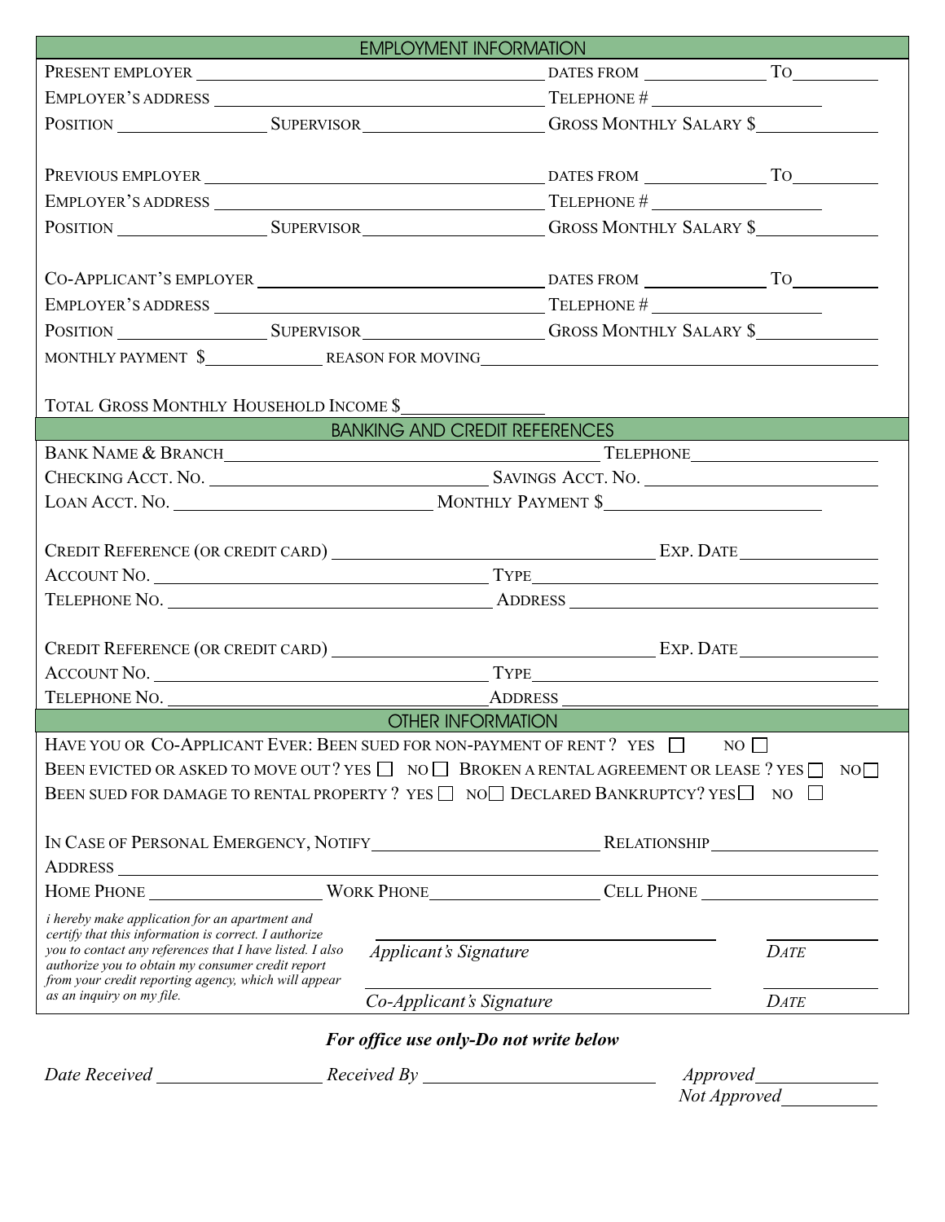## EMPLOYMENT INFORMATION

PRESENT EMPLOYER ______________________ DATES FROM __________ TO ________

EMPLOYER'S ADDRESS ______________________ TELEPHONE # ______________

POSITION ____________ SUPERVISOR ______________ GROSS MONTHLY SALARY $ __________

PREVIOUS EMPLOYER ______________________ DATES FROM __________ TO ________

EMPLOYER'S ADDRESS ______________________ TELEPHONE # ______________

POSITION ____________ SUPERVISOR ______________ GROSS MONTHLY SALARY $ __________

CO-APPLICANT'S EMPLOYER ______________________ DATES FROM __________ TO ________

EMPLOYER'S ADDRESS ______________________ TELEPHONE # ______________

POSITION ____________ SUPERVISOR ______________ GROSS MONTHLY SALARY $ __________

MONTHLY PAYMENT $ __________ REASON FOR MOVING ______________________

TOTAL GROSS MONTHLY HOUSEHOLD INCOME $ ____________

## BANKING AND CREDIT REFERENCES

BANK NAME & BRANCH ______________________ TELEPHONE ______________

CHECKING ACCT. NO. ______________________ SAVINGS ACCT. NO. ______________

LOAN ACCT. NO. ______________________ MONTHLY PAYMENT $ ______________

CREDIT REFERENCE (OR CREDIT CARD) ______________________ EXP. DATE __________

ACCOUNT NO. ______________________ TYPE ______________

TELEPHONE NO. ______________________ ADDRESS ______________

CREDIT REFERENCE (OR CREDIT CARD) ______________________ EXP. DATE __________

ACCOUNT NO. ______________________ TYPE ______________

TELEPHONE NO. ______________________ ADDRESS ______________

## OTHER INFORMATION

HAVE YOU OR CO-APPLICANT EVER: BEEN SUED FOR NON-PAYMENT OF RENT? YES ☐ NO ☐

BEEN EVICTED OR ASKED TO MOVE OUT? YES ☐ NO ☐ BROKEN A RENTAL AGREEMENT OR LEASE? YES ☐ NO ☐

BEEN SUED FOR DAMAGE TO RENTAL PROPERTY? YES ☐ NO ☐ DECLARED BANKRUPTCY? YES ☐ NO ☐

IN CASE OF PERSONAL EMERGENCY, NOTIFY ______________________ RELATIONSHIP ______________

ADDRESS ______________________

HOME PHONE ______________ WORK PHONE ______________ CELL PHONE ______________

*i hereby make application for an apartment and certify that this information is correct. I authorize you to contact any references that I have listed. I also authorize you to obtain my consumer credit report from your credit reporting agency, which will appear as an inquiry on my file.*

______________________ *Applicant's Signature* __________ *DATE*

______________________ *Co-Applicant's Signature* __________ *DATE*

***For office use only-Do not write below***

*Date Received* ______________ *Received By* ______________ *Approved* __________

*Not Approved* __________